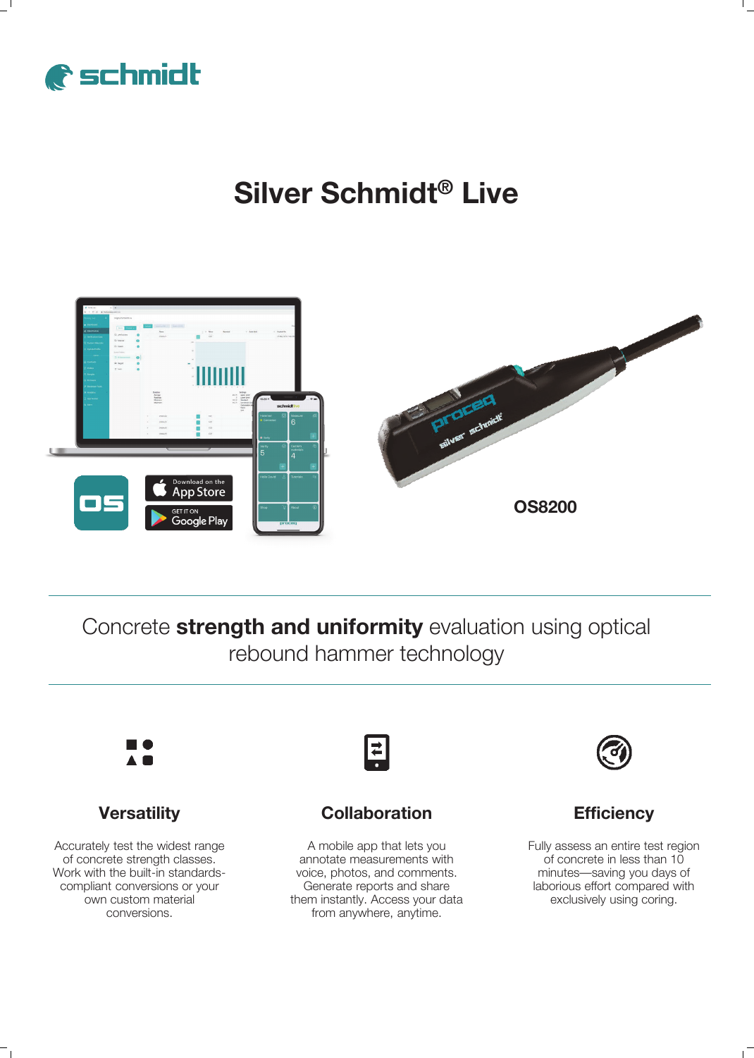schmidt

# Silver Schmidt® Live

OS8200

## Concrete **strength and uniformity** evaluation using optical rebound hammer technology

### Versatility

Accurately test the widest range of concrete strength classes. Work with the built-in standards-compliant conversions or your own custom material conversions.

### Collaboration

A mobile app that lets you annotate measurements with voice, photos, and comments. Generate reports and share them instantly. Access your data from anywhere, anytime.

### Efficiency

Fully assess an entire test region of concrete in less than 10 minutes—saving you days of laborious effort compared with exclusively using coring.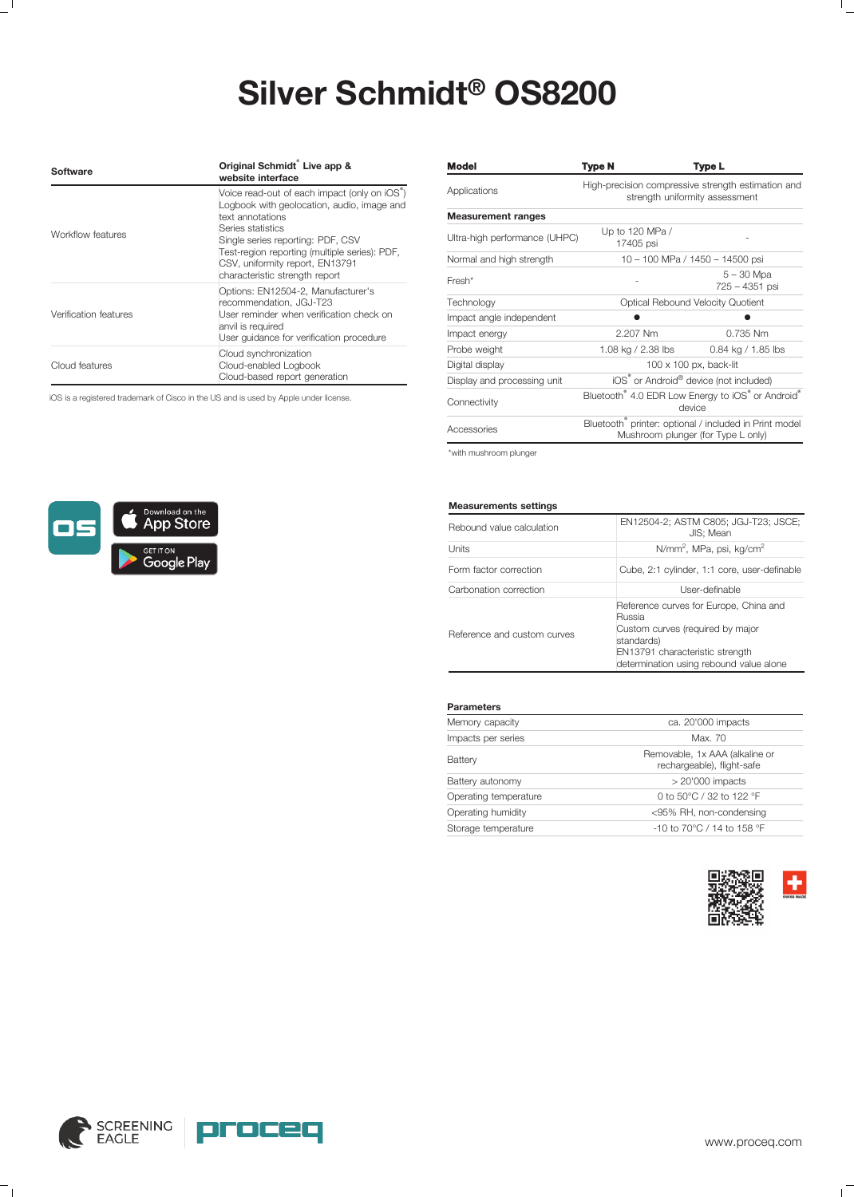# Silver Schmidt® OS8200

| Software | Original Schmidt® Live app & website interface |
|---|---|
| Workflow features | Voice read-out of each impact (only on iOS®)<br>Logbook with geolocation, audio, image and text annotations<br>Series statistics<br>Single series reporting: PDF, CSV<br>Test-region reporting (multiple series): PDF, CSV, uniformity report, EN13791 characteristic strength report |
| Verification features | Options: EN12504-2, Manufacturer's recommendation, JGJ-T23<br>User reminder when verification check on anvil is required<br>User guidance for verification procedure |
| Cloud features | Cloud synchronization<br>Cloud-enabled Logbook<br>Cloud-based report generation |

iOS is a registered trademark of Cisco in the US and is used by Apple under license.

| Model | Type N | Type L |
|---|---|---|
| Applications | High-precision compressive strength estimation and strength uniformity assessment | |
| **Measurement ranges** | | |
| Ultra-high performance (UHPC) | Up to 120 MPa / 17405 psi | - |
| Normal and high strength | 10 – 100 MPa / 1450 – 14500 psi | |
| Fresh* | - | 5 – 30 Mpa<br>725 – 4351 psi |
| Technology | Optical Rebound Velocity Quotient | |
| Impact angle independent | ● | ● |
| Impact energy | 2.207 Nm | 0.735 Nm |
| Probe weight | 1.08 kg / 2.38 lbs | 0.84 kg / 1.85 lbs |
| Digital display | 100 x 100 px, back-lit | |
| Display and processing unit | iOS® or Android® device (not included) | |
| Connectivity | Bluetooth® 4.0 EDR Low Energy to iOS® or Android® device | |
| Accessories | Bluetooth® printer: optional / included in Print model<br>Mushroom plunger (for Type L only) | |

*with mushroom plunger

| Measurements settings | |
|---|---|
| Rebound value calculation | EN12504-2; ASTM C805; JGJ-T23; JSCE; JIS; Mean |
| Units | N/mm², MPa, psi, kg/cm² |
| Form factor correction | Cube, 2:1 cylinder, 1:1 core, user-definable |
| Carbonation correction | User-definable |
| Reference and custom curves | Reference curves for Europe, China and Russia<br>Custom curves (required by major standards)<br>EN13791 characteristic strength determination using rebound value alone |

| Parameters | |
|---|---|
| Memory capacity | ca. 20'000 impacts |
| Impacts per series | Max. 70 |
| Battery | Removable, 1x AAA (alkaline or rechargeable), flight-safe |
| Battery autonomy | > 20'000 impacts |
| Operating temperature | 0 to 50°C / 32 to 122 °F |
| Operating humidity | <95% RH, non-condensing |
| Storage temperature | -10 to 70°C / 14 to 158 °F |

Download on the App Store

GET IT ON Google Play

SWISS MADE

SCREENING EAGLE

proceq

www.proceq.com